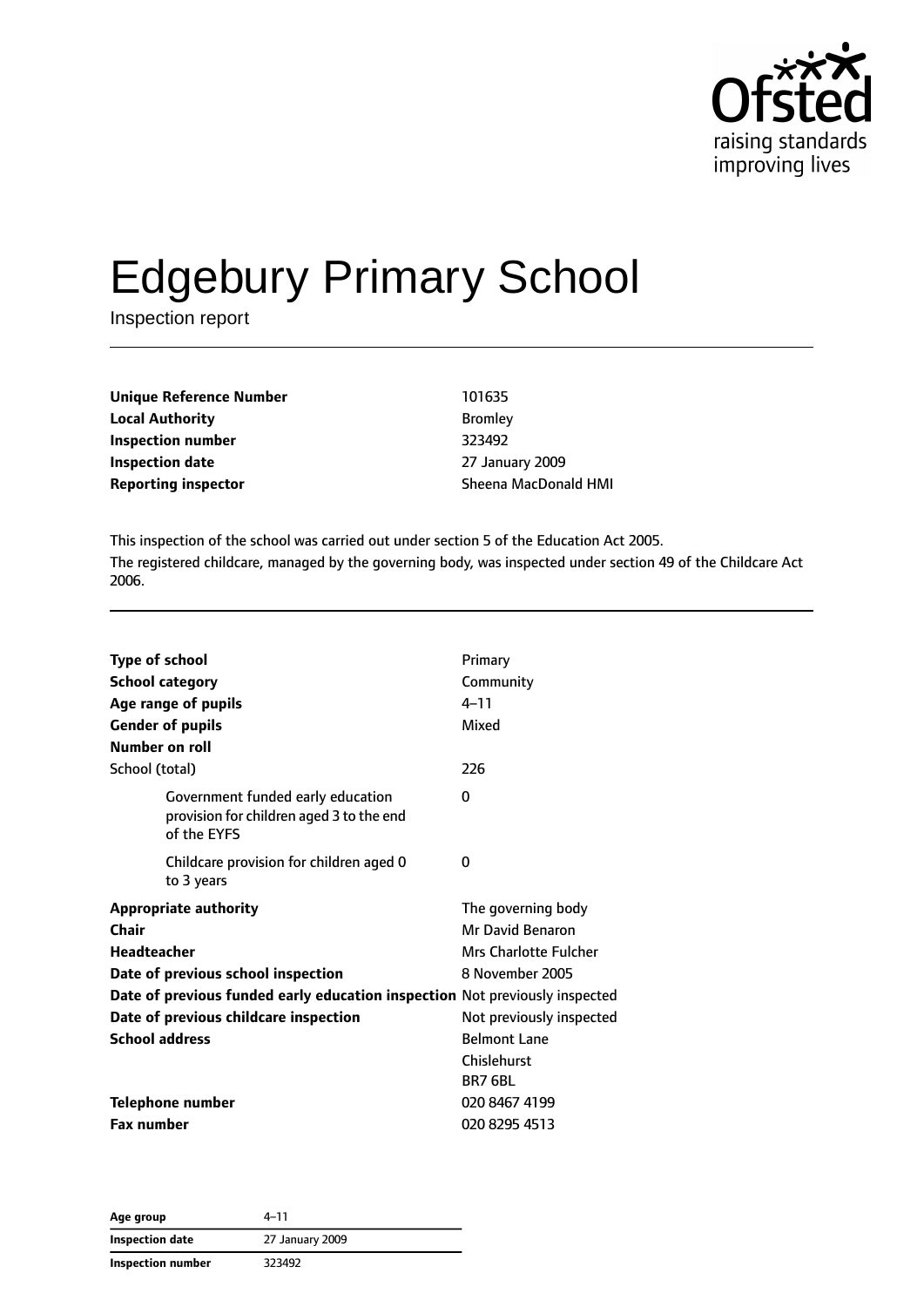# Edgebury Primary School

Inspection report

| | |
|---|---|
| **Unique Reference Number** | 101635 |
| **Local Authority** | Bromley |
| **Inspection number** | 323492 |
| **Inspection date** | 27 January 2009 |
| **Reporting inspector** | Sheena MacDonald HMI |

This inspection of the school was carried out under section 5 of the Education Act 2005.

The registered childcare, managed by the governing body, was inspected under section 49 of the Childcare Act 2006.

| | |
|---|---|
| **Type of school** | Primary |
| **School category** | Community |
| **Age range of pupils** | 4–11 |
| **Gender of pupils** | Mixed |
| **Number on roll** | |
| School (total) | 226 |
| Government funded early education provision for children aged 3 to the end of the EYFS | 0 |
| Childcare provision for children aged 0 to 3 years | 0 |
| **Appropriate authority** | The governing body |
| **Chair** | Mr David Benaron |
| **Headteacher** | Mrs Charlotte Fulcher |
| **Date of previous school inspection** | 8 November 2005 |
| **Date of previous funded early education inspection** | Not previously inspected |
| **Date of previous childcare inspection** | Not previously inspected |
| **School address** | Belmont Lane<br>Chislehurst<br>BR7 6BL |
| **Telephone number** | 020 8467 4199 |
| **Fax number** | 020 8295 4513 |

| | |
|---|---|
| **Age group** | 4–11 |
| **Inspection date** | 27 January 2009 |
| **Inspection number** | 323492 |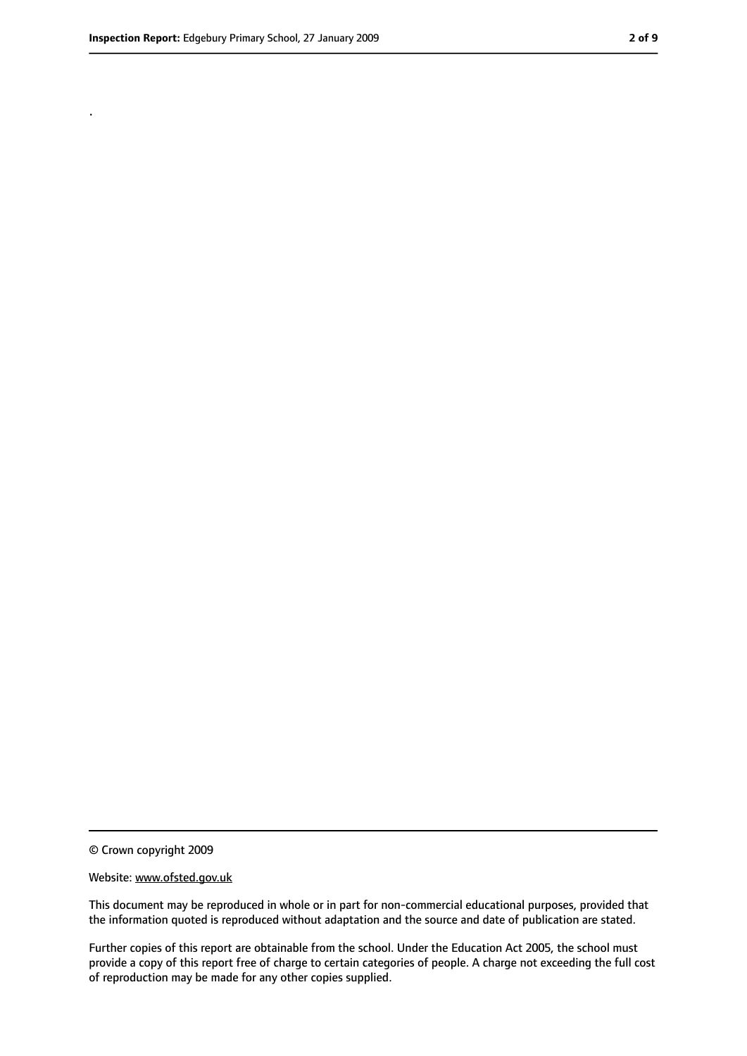.

© Crown copyright 2009

Website: www.ofsted.gov.uk

This document may be reproduced in whole or in part for non-commercial educational purposes, provided that the information quoted is reproduced without adaptation and the source and date of publication are stated.

Further copies of this report are obtainable from the school. Under the Education Act 2005, the school must provide a copy of this report free of charge to certain categories of people. A charge not exceeding the full cost of reproduction may be made for any other copies supplied.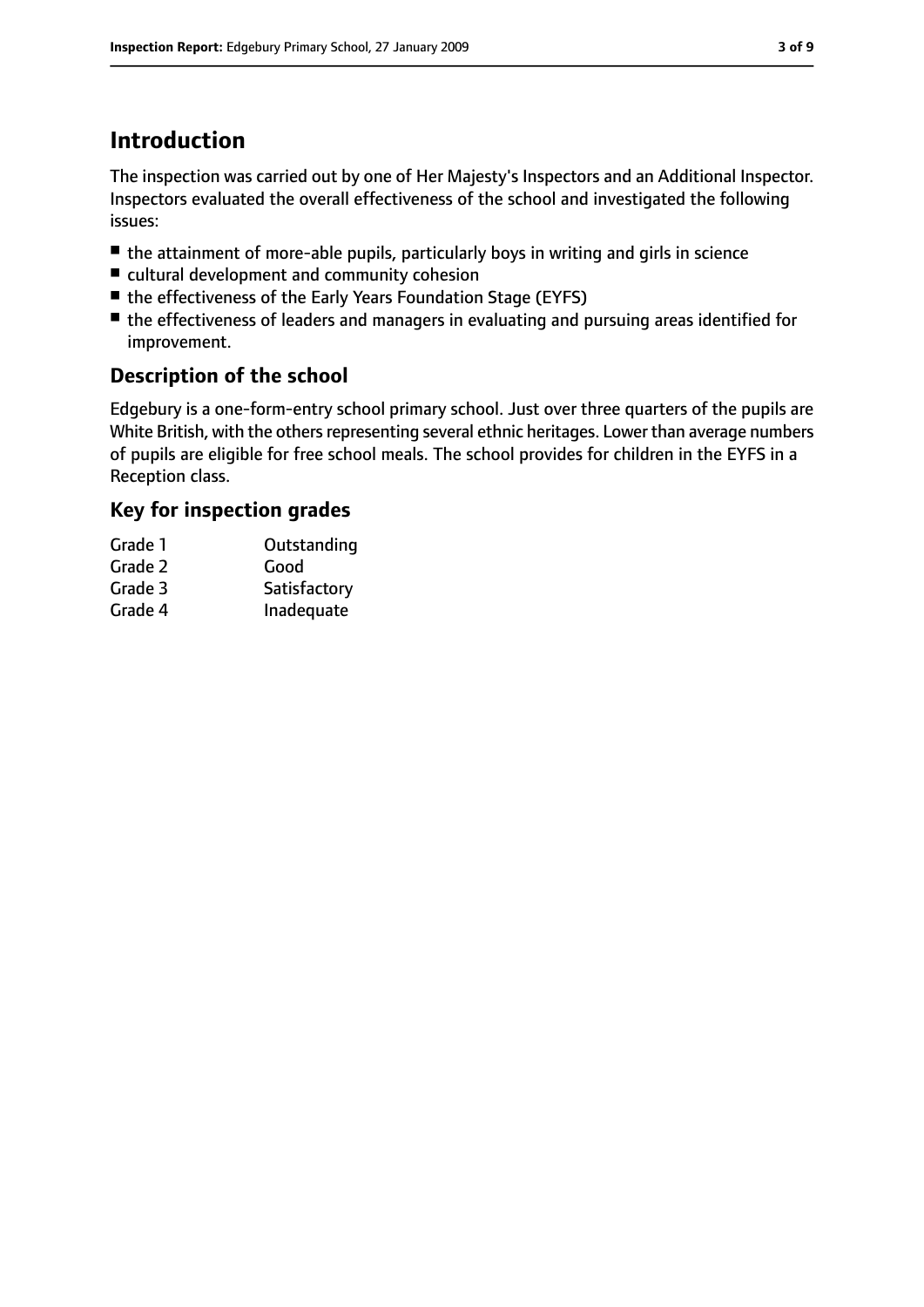# Introduction

The inspection was carried out by one of Her Majesty's Inspectors and an Additional Inspector. Inspectors evaluated the overall effectiveness of the school and investigated the following issues:

- the attainment of more-able pupils, particularly boys in writing and girls in science
- cultural development and community cohesion
- the effectiveness of the Early Years Foundation Stage (EYFS)
- the effectiveness of leaders and managers in evaluating and pursuing areas identified for improvement.

## Description of the school

Edgebury is a one-form-entry school primary school. Just over three quarters of the pupils are White British, with the others representing several ethnic heritages. Lower than average numbers of pupils are eligible for free school meals. The school provides for children in the EYFS in a Reception class.

## Key for inspection grades

| | |
|---|---|
| Grade 1 | Outstanding |
| Grade 2 | Good |
| Grade 3 | Satisfactory |
| Grade 4 | Inadequate |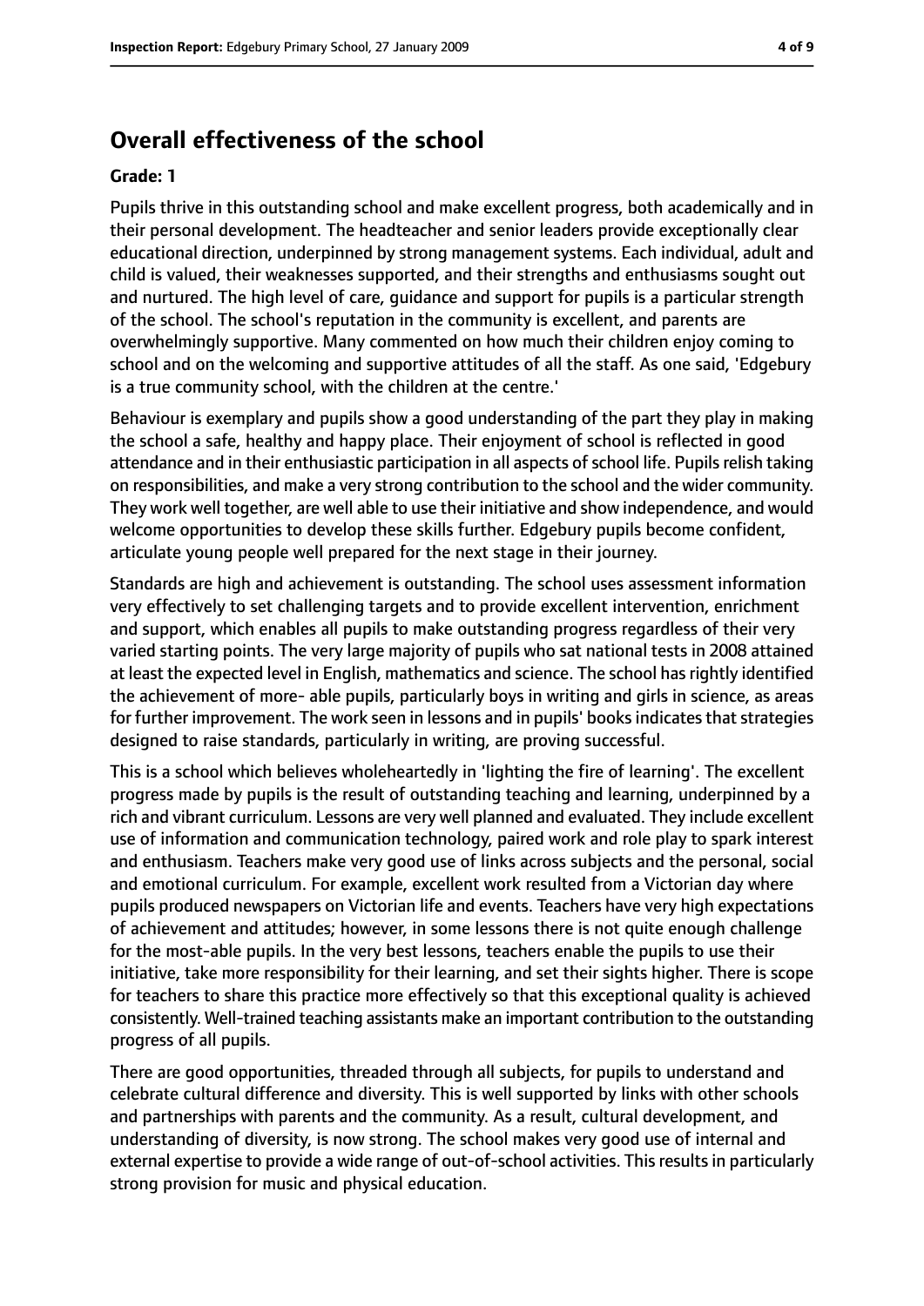## Overall effectiveness of the school

**Grade: 1**

Pupils thrive in this outstanding school and make excellent progress, both academically and in their personal development. The headteacher and senior leaders provide exceptionally clear educational direction, underpinned by strong management systems. Each individual, adult and child is valued, their weaknesses supported, and their strengths and enthusiasms sought out and nurtured. The high level of care, guidance and support for pupils is a particular strength of the school. The school's reputation in the community is excellent, and parents are overwhelmingly supportive. Many commented on how much their children enjoy coming to school and on the welcoming and supportive attitudes of all the staff. As one said, 'Edgebury is a true community school, with the children at the centre.'

Behaviour is exemplary and pupils show a good understanding of the part they play in making the school a safe, healthy and happy place. Their enjoyment of school is reflected in good attendance and in their enthusiastic participation in all aspects of school life. Pupils relish taking on responsibilities, and make a very strong contribution to the school and the wider community. They work well together, are well able to use their initiative and show independence, and would welcome opportunities to develop these skills further. Edgebury pupils become confident, articulate young people well prepared for the next stage in their journey.

Standards are high and achievement is outstanding. The school uses assessment information very effectively to set challenging targets and to provide excellent intervention, enrichment and support, which enables all pupils to make outstanding progress regardless of their very varied starting points. The very large majority of pupils who sat national tests in 2008 attained at least the expected level in English, mathematics and science. The school has rightly identified the achievement of more- able pupils, particularly boys in writing and girls in science, as areas for further improvement. The work seen in lessons and in pupils' books indicates that strategies designed to raise standards, particularly in writing, are proving successful.

This is a school which believes wholeheartedly in 'lighting the fire of learning'. The excellent progress made by pupils is the result of outstanding teaching and learning, underpinned by a rich and vibrant curriculum. Lessons are very well planned and evaluated. They include excellent use of information and communication technology, paired work and role play to spark interest and enthusiasm. Teachers make very good use of links across subjects and the personal, social and emotional curriculum. For example, excellent work resulted from a Victorian day where pupils produced newspapers on Victorian life and events. Teachers have very high expectations of achievement and attitudes; however, in some lessons there is not quite enough challenge for the most-able pupils. In the very best lessons, teachers enable the pupils to use their initiative, take more responsibility for their learning, and set their sights higher. There is scope for teachers to share this practice more effectively so that this exceptional quality is achieved consistently. Well-trained teaching assistants make an important contribution to the outstanding progress of all pupils.

There are good opportunities, threaded through all subjects, for pupils to understand and celebrate cultural difference and diversity. This is well supported by links with other schools and partnerships with parents and the community. As a result, cultural development, and understanding of diversity, is now strong. The school makes very good use of internal and external expertise to provide a wide range of out-of-school activities. This results in particularly strong provision for music and physical education.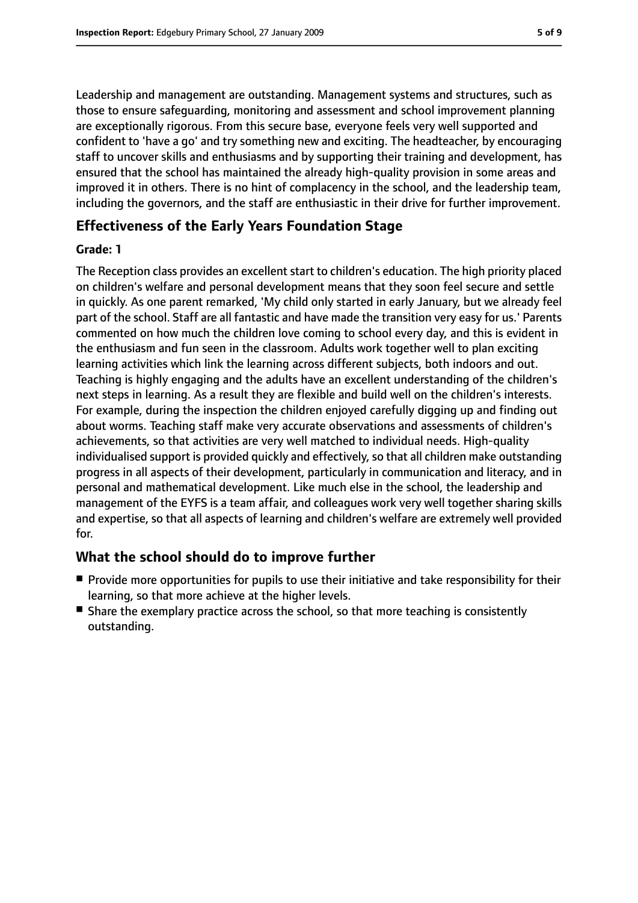Leadership and management are outstanding. Management systems and structures, such as those to ensure safeguarding, monitoring and assessment and school improvement planning are exceptionally rigorous. From this secure base, everyone feels very well supported and confident to 'have a go' and try something new and exciting. The headteacher, by encouraging staff to uncover skills and enthusiasms and by supporting their training and development, has ensured that the school has maintained the already high-quality provision in some areas and improved it in others. There is no hint of complacency in the school, and the leadership team, including the governors, and the staff are enthusiastic in their drive for further improvement.

## Effectiveness of the Early Years Foundation Stage

**Grade: 1**

The Reception class provides an excellent start to children's education. The high priority placed on children's welfare and personal development means that they soon feel secure and settle in quickly. As one parent remarked, 'My child only started in early January, but we already feel part of the school. Staff are all fantastic and have made the transition very easy for us.' Parents commented on how much the children love coming to school every day, and this is evident in the enthusiasm and fun seen in the classroom. Adults work together well to plan exciting learning activities which link the learning across different subjects, both indoors and out. Teaching is highly engaging and the adults have an excellent understanding of the children's next steps in learning. As a result they are flexible and build well on the children's interests. For example, during the inspection the children enjoyed carefully digging up and finding out about worms. Teaching staff make very accurate observations and assessments of children's achievements, so that activities are very well matched to individual needs. High-quality individualised support is provided quickly and effectively, so that all children make outstanding progress in all aspects of their development, particularly in communication and literacy, and in personal and mathematical development. Like much else in the school, the leadership and management of the EYFS is a team affair, and colleagues work very well together sharing skills and expertise, so that all aspects of learning and children's welfare are extremely well provided for.

## What the school should do to improve further

- Provide more opportunities for pupils to use their initiative and take responsibility for their learning, so that more achieve at the higher levels.
- Share the exemplary practice across the school, so that more teaching is consistently outstanding.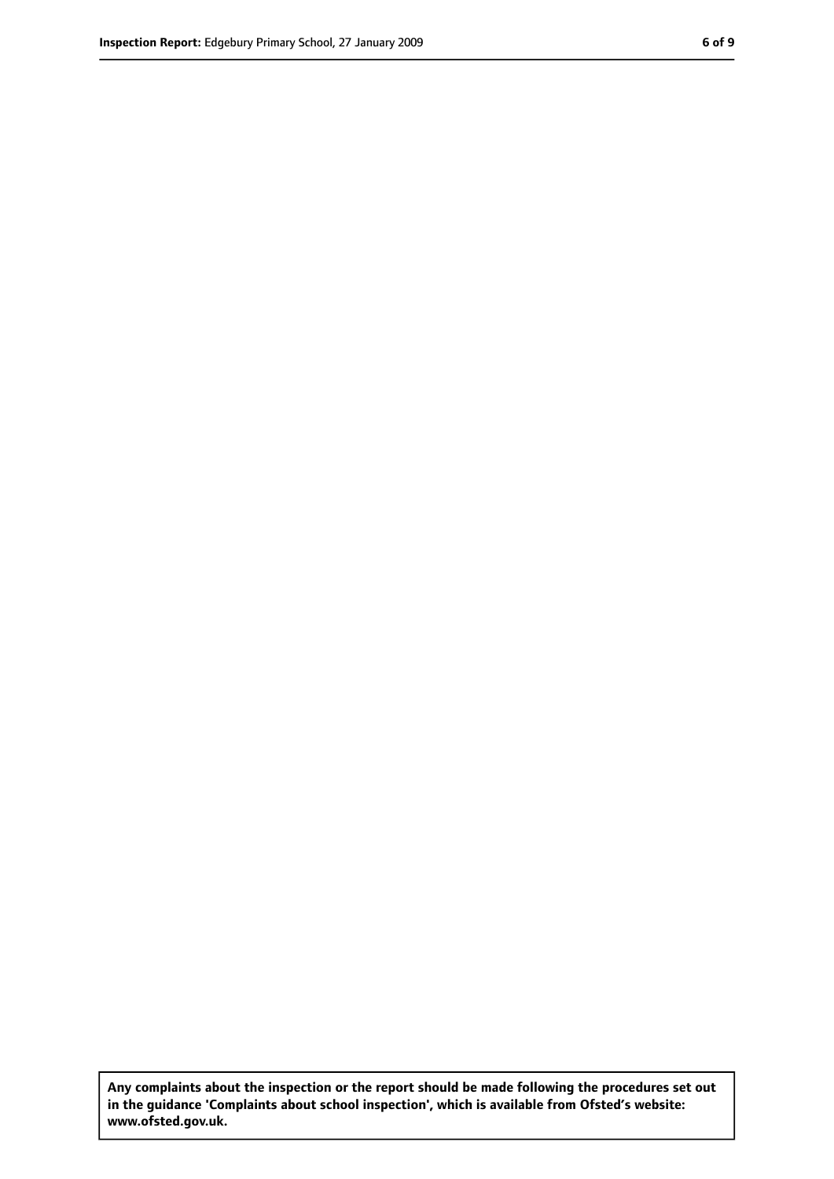**Any complaints about the inspection or the report should be made following the procedures set out in the guidance 'Complaints about school inspection', which is available from Ofsted's website: www.ofsted.gov.uk.**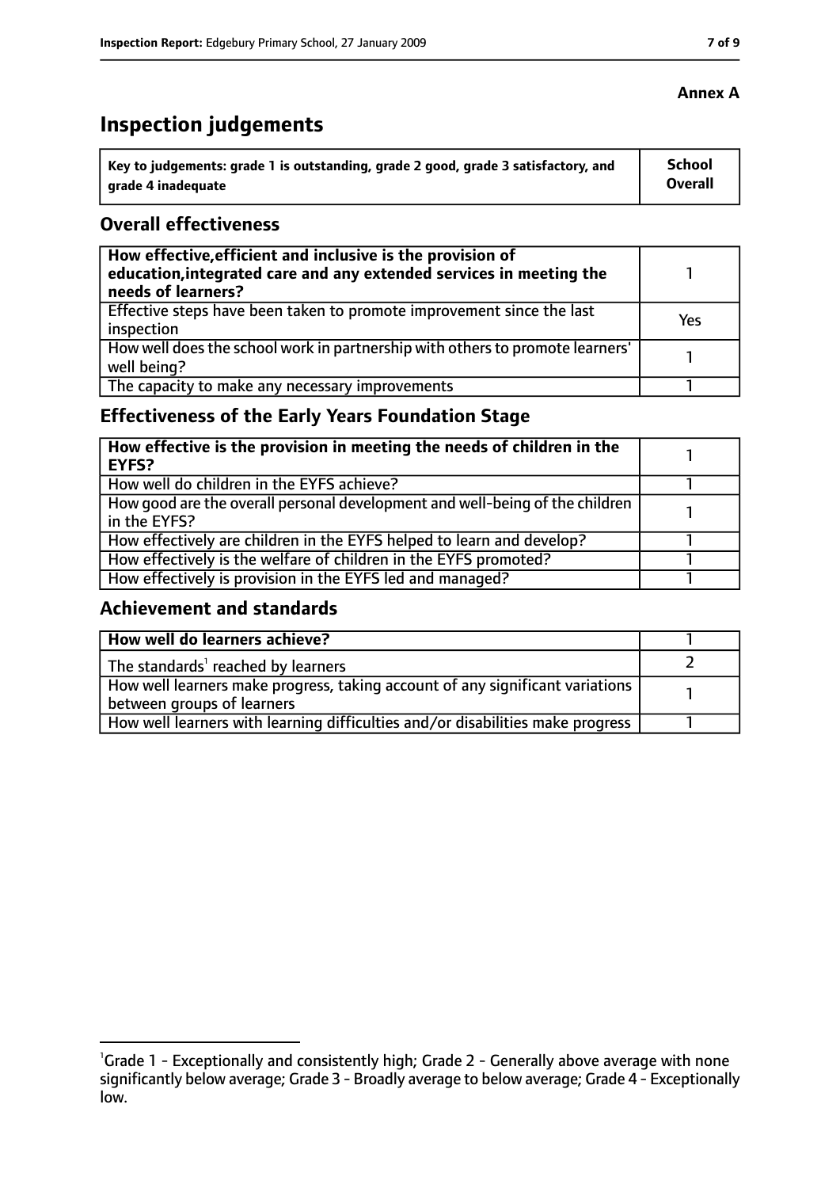**Annex A**

# Inspection judgements

| Key to judgements: grade 1 is outstanding, grade 2 good, grade 3 satisfactory, and grade 4 inadequate | School Overall |
|---|---|

## Overall effectiveness

| | |
|---|---|
| **How effective, efficient and inclusive is the provision of education, integrated care and any extended services in meeting the needs of learners?** | 1 |
| Effective steps have been taken to promote improvement since the last inspection | Yes |
| How well does the school work in partnership with others to promote learners' well being? | 1 |
| The capacity to make any necessary improvements | 1 |

## Effectiveness of the Early Years Foundation Stage

| | |
|---|---|
| **How effective is the provision in meeting the needs of children in the EYFS?** | 1 |
| How well do children in the EYFS achieve? | 1 |
| How good are the overall personal development and well-being of the children in the EYFS? | 1 |
| How effectively are children in the EYFS helped to learn and develop? | 1 |
| How effectively is the welfare of children in the EYFS promoted? | 1 |
| How effectively is provision in the EYFS led and managed? | 1 |

## Achievement and standards

| | |
|---|---|
| **How well do learners achieve?** | 1 |
| The standards[1] reached by learners | 2 |
| How well learners make progress, taking account of any significant variations between groups of learners | 1 |
| How well learners with learning difficulties and/or disabilities make progress | 1 |

[1]Grade 1 - Exceptionally and consistently high; Grade 2 - Generally above average with none significantly below average; Grade 3 - Broadly average to below average; Grade 4 - Exceptionally low.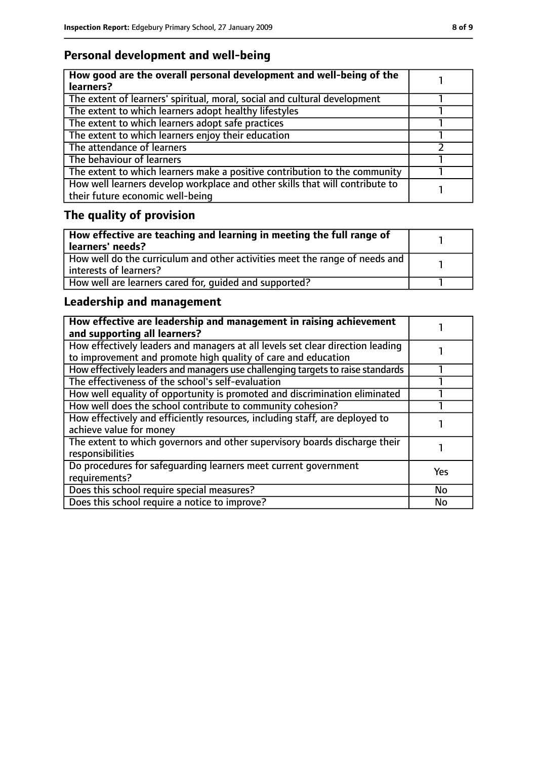## Personal development and well-being

| How good are the overall personal development and well-being of the learners? | 1 |
|---|---|
| The extent of learners' spiritual, moral, social and cultural development | 1 |
| The extent to which learners adopt healthy lifestyles | 1 |
| The extent to which learners adopt safe practices | 1 |
| The extent to which learners enjoy their education | 1 |
| The attendance of learners | 2 |
| The behaviour of learners | 1 |
| The extent to which learners make a positive contribution to the community | 1 |
| How well learners develop workplace and other skills that will contribute to their future economic well-being | 1 |

## The quality of provision

| How effective are teaching and learning in meeting the full range of learners' needs? | 1 |
|---|---|
| How well do the curriculum and other activities meet the range of needs and interests of learners? | 1 |
| How well are learners cared for, guided and supported? | 1 |

## Leadership and management

| How effective are leadership and management in raising achievement and supporting all learners? | 1 |
|---|---|
| How effectively leaders and managers at all levels set clear direction leading to improvement and promote high quality of care and education | 1 |
| How effectively leaders and managers use challenging targets to raise standards | 1 |
| The effectiveness of the school's self-evaluation | 1 |
| How well equality of opportunity is promoted and discrimination eliminated | 1 |
| How well does the school contribute to community cohesion? | 1 |
| How effectively and efficiently resources, including staff, are deployed to achieve value for money | 1 |
| The extent to which governors and other supervisory boards discharge their responsibilities | 1 |
| Do procedures for safeguarding learners meet current government requirements? | Yes |
| Does this school require special measures? | No |
| Does this school require a notice to improve? | No |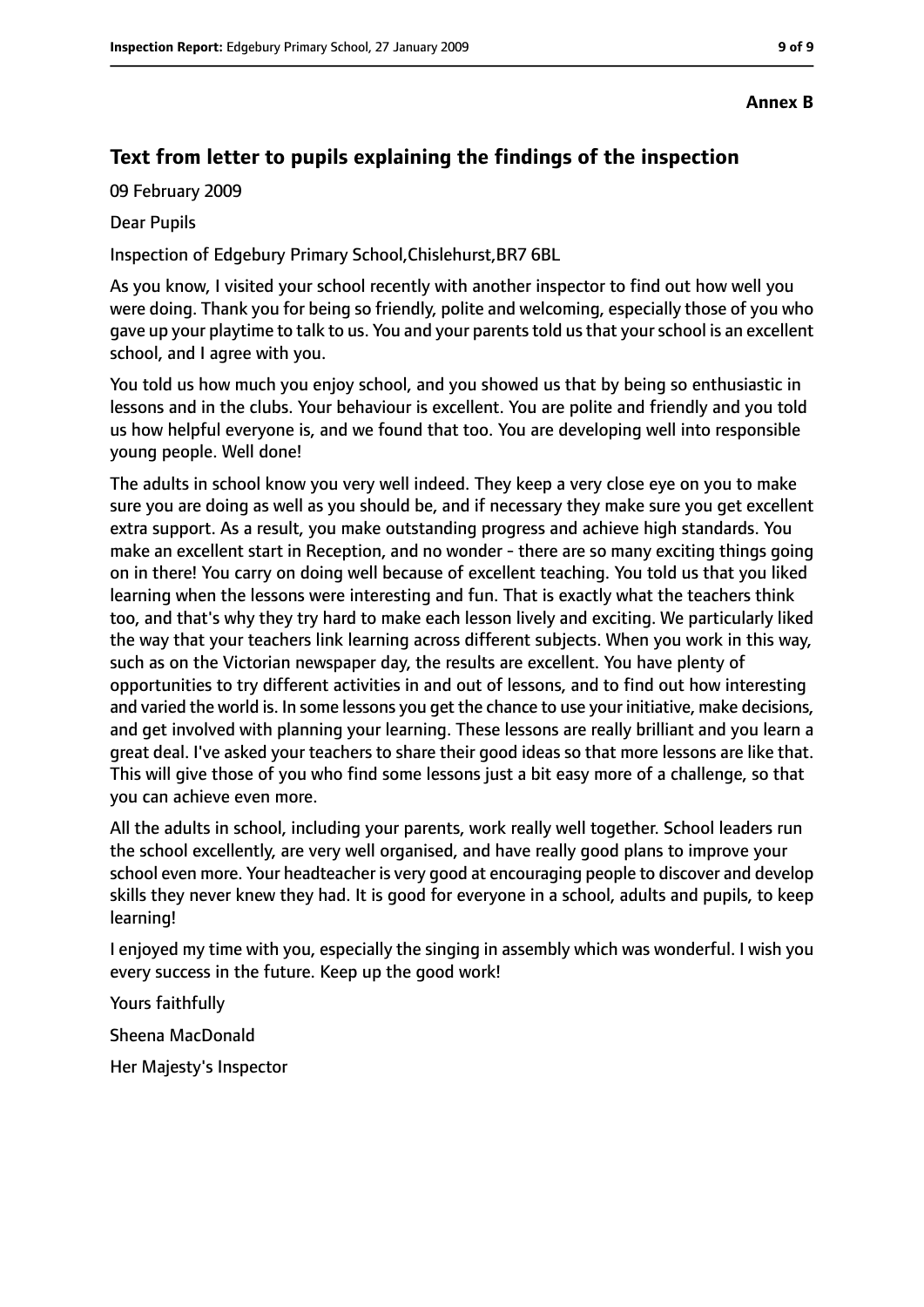**Annex B**

## Text from letter to pupils explaining the findings of the inspection

09 February 2009

Dear Pupils

Inspection of Edgebury Primary School,Chislehurst,BR7 6BL

As you know, I visited your school recently with another inspector to find out how well you were doing. Thank you for being so friendly, polite and welcoming, especially those of you who gave up your playtime to talk to us. You and your parents told us that your school is an excellent school, and I agree with you.

You told us how much you enjoy school, and you showed us that by being so enthusiastic in lessons and in the clubs. Your behaviour is excellent. You are polite and friendly and you told us how helpful everyone is, and we found that too. You are developing well into responsible young people. Well done!

The adults in school know you very well indeed. They keep a very close eye on you to make sure you are doing as well as you should be, and if necessary they make sure you get excellent extra support. As a result, you make outstanding progress and achieve high standards. You make an excellent start in Reception, and no wonder - there are so many exciting things going on in there! You carry on doing well because of excellent teaching. You told us that you liked learning when the lessons were interesting and fun. That is exactly what the teachers think too, and that's why they try hard to make each lesson lively and exciting. We particularly liked the way that your teachers link learning across different subjects. When you work in this way, such as on the Victorian newspaper day, the results are excellent. You have plenty of opportunities to try different activities in and out of lessons, and to find out how interesting and varied the world is. In some lessons you get the chance to use your initiative, make decisions, and get involved with planning your learning. These lessons are really brilliant and you learn a great deal. I've asked your teachers to share their good ideas so that more lessons are like that. This will give those of you who find some lessons just a bit easy more of a challenge, so that you can achieve even more.

All the adults in school, including your parents, work really well together. School leaders run the school excellently, are very well organised, and have really good plans to improve your school even more. Your headteacher is very good at encouraging people to discover and develop skills they never knew they had. It is good for everyone in a school, adults and pupils, to keep learning!

I enjoyed my time with you, especially the singing in assembly which was wonderful. I wish you every success in the future. Keep up the good work!

Yours faithfully

Sheena MacDonald

Her Majesty's Inspector